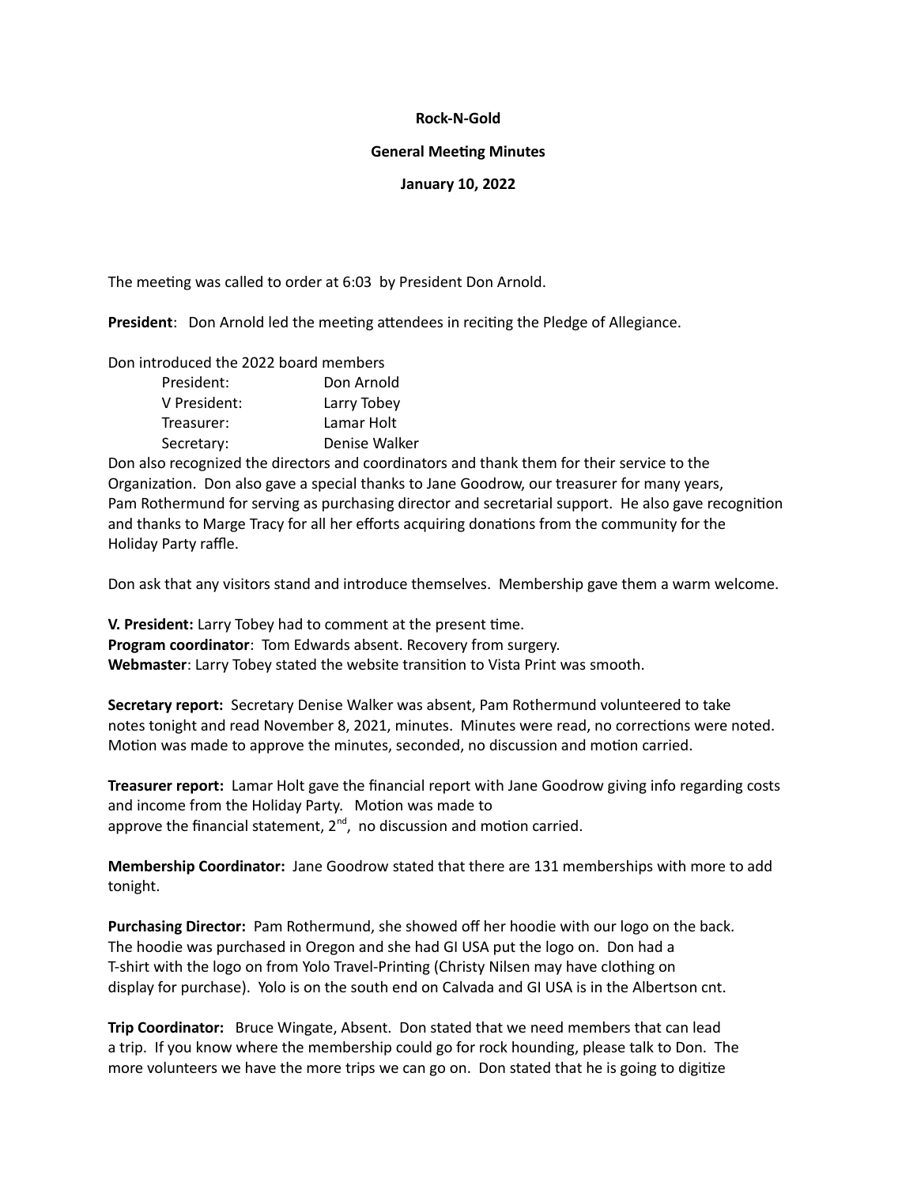**Rock-N-Gold**

**General Meeting Minutes**

**January 10, 2022**

The meeting was called to order at 6:03 by President Don Arnold.

**President**: Don Arnold led the meeting attendees in reciting the Pledge of Allegiance.

Don introduced the 2022 board members

| | |
|---|---|
| President: | Don Arnold |
| V President: | Larry Tobey |
| Treasurer: | Lamar Holt |
| Secretary: | Denise Walker |

Don also recognized the directors and coordinators and thank them for their service to the Organization. Don also gave a special thanks to Jane Goodrow, our treasurer for many years, Pam Rothermund for serving as purchasing director and secretarial support. He also gave recognition and thanks to Marge Tracy for all her efforts acquiring donations from the community for the Holiday Party raffle.

Don ask that any visitors stand and introduce themselves. Membership gave them a warm welcome.

**V. President:** Larry Tobey had to comment at the present time.
**Program coordinator**: Tom Edwards absent. Recovery from surgery.
**Webmaster**: Larry Tobey stated the website transition to Vista Print was smooth.

**Secretary report:** Secretary Denise Walker was absent, Pam Rothermund volunteered to take notes tonight and read November 8, 2021, minutes. Minutes were read, no corrections were noted. Motion was made to approve the minutes, seconded, no discussion and motion carried.

**Treasurer report:** Lamar Holt gave the financial report with Jane Goodrow giving info regarding costs and income from the Holiday Party. Motion was made to approve the financial statement, 2nd, no discussion and motion carried.

**Membership Coordinator:** Jane Goodrow stated that there are 131 memberships with more to add tonight.

**Purchasing Director:** Pam Rothermund, she showed off her hoodie with our logo on the back. The hoodie was purchased in Oregon and she had GI USA put the logo on. Don had a T-shirt with the logo on from Yolo Travel-Printing (Christy Nilsen may have clothing on display for purchase). Yolo is on the south end on Calvada and GI USA is in the Albertson cnt.

**Trip Coordinator:** Bruce Wingate, Absent. Don stated that we need members that can lead a trip. If you know where the membership could go for rock hounding, please talk to Don. The more volunteers we have the more trips we can go on. Don stated that he is going to digitize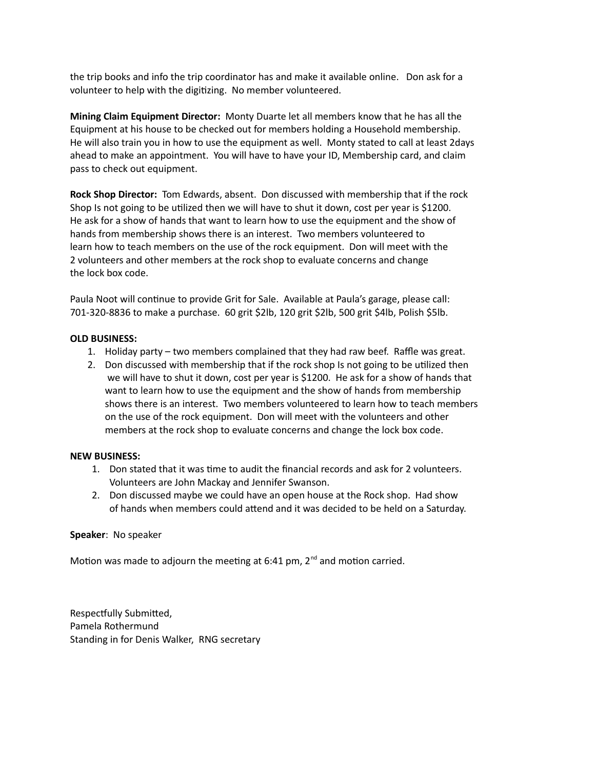the trip books and info the trip coordinator has and make it available online. Don ask for a volunteer to help with the digitizing. No member volunteered.

**Mining Claim Equipment Director:** Monty Duarte let all members know that he has all the Equipment at his house to be checked out for members holding a Household membership. He will also train you in how to use the equipment as well. Monty stated to call at least 2days ahead to make an appointment. You will have to have your ID, Membership card, and claim pass to check out equipment.

**Rock Shop Director:** Tom Edwards, absent. Don discussed with membership that if the rock Shop Is not going to be utilized then we will have to shut it down, cost per year is $1200. He ask for a show of hands that want to learn how to use the equipment and the show of hands from membership shows there is an interest. Two members volunteered to learn how to teach members on the use of the rock equipment. Don will meet with the 2 volunteers and other members at the rock shop to evaluate concerns and change the lock box code.

Paula Noot will continue to provide Grit for Sale. Available at Paula's garage, please call: 701-320-8836 to make a purchase. 60 grit $2lb, 120 grit $2lb, 500 grit $4lb, Polish $5lb.

**OLD BUSINESS:**

1. Holiday party – two members complained that they had raw beef. Raffle was great.
2. Don discussed with membership that if the rock shop Is not going to be utilized then we will have to shut it down, cost per year is $1200. He ask for a show of hands that want to learn how to use the equipment and the show of hands from membership shows there is an interest. Two members volunteered to learn how to teach members on the use of the rock equipment. Don will meet with the volunteers and other members at the rock shop to evaluate concerns and change the lock box code.

**NEW BUSINESS:**

1. Don stated that it was time to audit the financial records and ask for 2 volunteers. Volunteers are John Mackay and Jennifer Swanson.
2. Don discussed maybe we could have an open house at the Rock shop. Had show of hands when members could attend and it was decided to be held on a Saturday.

**Speaker**: No speaker

Motion was made to adjourn the meeting at 6:41 pm, 2nd and motion carried.

Respectfully Submitted,
Pamela Rothermund
Standing in for Denis Walker, RNG secretary